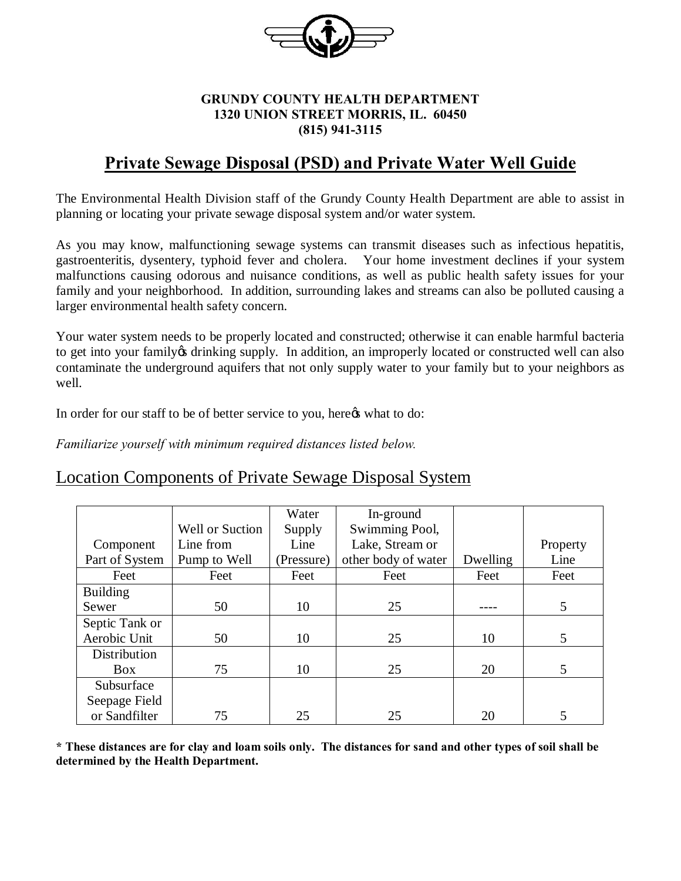**GRUNDY COUNTY HEALTH DEPARTMENT**
**1320 UNION STREET MORRIS, IL. 60450**
**(815) 941-3115**

# Private Sewage Disposal (PSD) and Private Water Well Guide

The Environmental Health Division staff of the Grundy County Health Department are able to assist in planning or locating your private sewage disposal system and/or water system.

As you may know, malfunctioning sewage systems can transmit diseases such as infectious hepatitis, gastroenteritis, dysentery, typhoid fever and cholera. Your home investment declines if your system malfunctions causing odorous and nuisance conditions, as well as public health safety issues for your family and your neighborhood. In addition, surrounding lakes and streams can also be polluted causing a larger environmental health safety concern.

Your water system needs to be properly located and constructed; otherwise it can enable harmful bacteria to get into your family's drinking supply. In addition, an improperly located or constructed well can also contaminate the underground aquifers that not only supply water to your family but to your neighbors as well.

In order for our staff to be of better service to you, here's what to do:

*Familiarize yourself with minimum required distances listed below.*

## Location Components of Private Sewage Disposal System

| Component Part of System | Well or Suction Line from Pump to Well | Water Supply Line (Pressure) | In-ground Swimming Pool, Lake, Stream or other body of water | Dwelling | Property Line |
|---|---|---|---|---|---|
| Feet | Feet | Feet | Feet | Feet | Feet |
| Building Sewer | 50 | 10 | 25 | ---- | 5 |
| Septic Tank or Aerobic Unit | 50 | 10 | 25 | 10 | 5 |
| Distribution Box | 75 | 10 | 25 | 20 | 5 |
| Subsurface Seepage Field or Sandfilter | 75 | 25 | 25 | 20 | 5 |

**\* These distances are for clay and loam soils only. The distances for sand and other types of soil shall be determined by the Health Department.**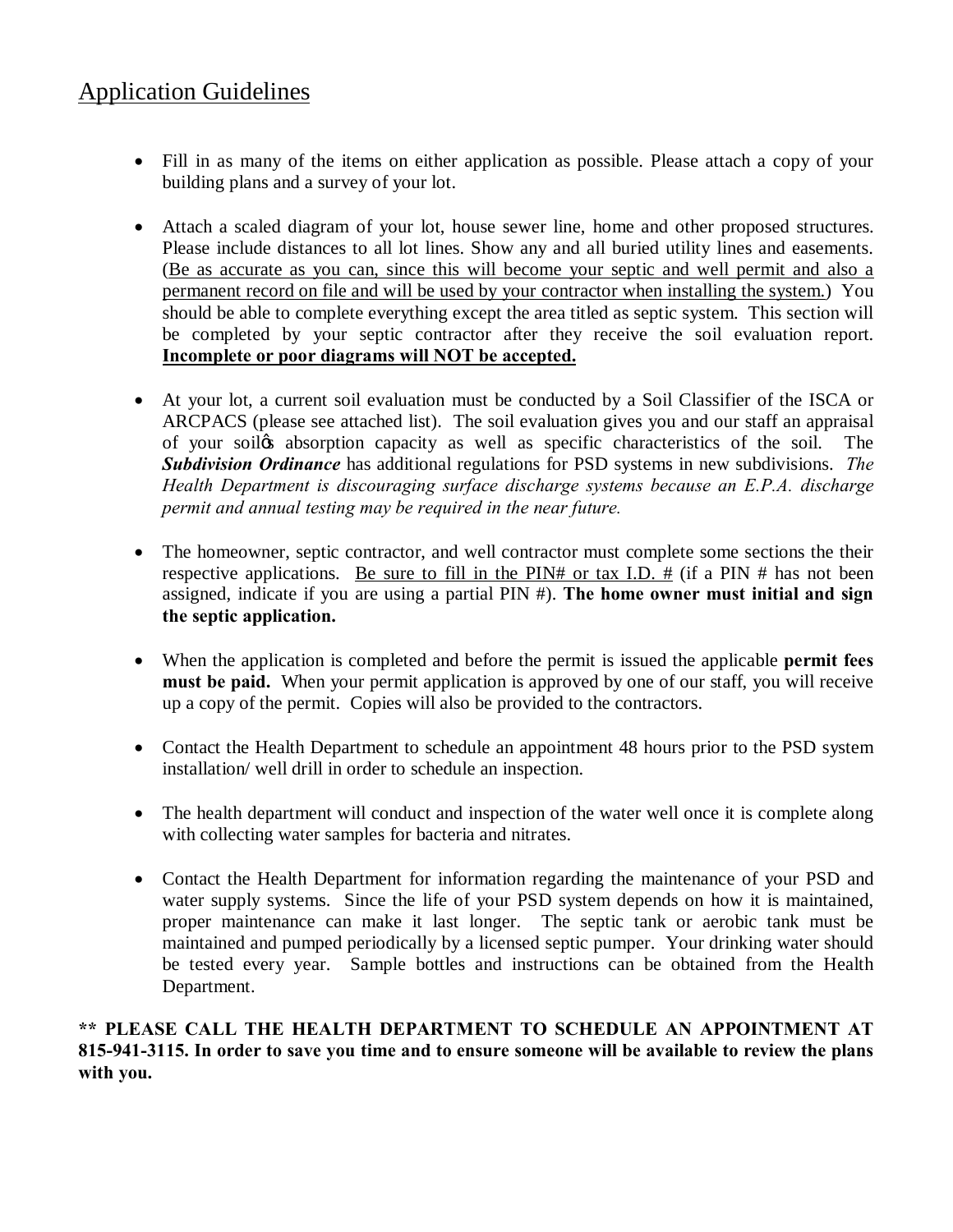## Application Guidelines

- Fill in as many of the items on either application as possible. Please attach a copy of your building plans and a survey of your lot.

- Attach a scaled diagram of your lot, house sewer line, home and other proposed structures. Please include distances to all lot lines. Show any and all buried utility lines and easements. (Be as accurate as you can, since this will become your septic and well permit and also a permanent record on file and will be used by your contractor when installing the system.) You should be able to complete everything except the area titled as septic system. This section will be completed by your septic contractor after they receive the soil evaluation report. **Incomplete or poor diagrams will NOT be accepted.**

- At your lot, a current soil evaluation must be conducted by a Soil Classifier of the ISCA or ARCPACS (please see attached list). The soil evaluation gives you and our staff an appraisal of your soil's absorption capacity as well as specific characteristics of the soil. The ***Subdivision Ordinance*** has additional regulations for PSD systems in new subdivisions. *The Health Department is discouraging surface discharge systems because an E.P.A. discharge permit and annual testing may be required in the near future.*

- The homeowner, septic contractor, and well contractor must complete some sections the their respective applications. Be sure to fill in the PIN# or tax I.D. # (if a PIN # has not been assigned, indicate if you are using a partial PIN #). **The home owner must initial and sign the septic application.**

- When the application is completed and before the permit is issued the applicable **permit fees must be paid.** When your permit application is approved by one of our staff, you will receive up a copy of the permit. Copies will also be provided to the contractors.

- Contact the Health Department to schedule an appointment 48 hours prior to the PSD system installation/ well drill in order to schedule an inspection.

- The health department will conduct and inspection of the water well once it is complete along with collecting water samples for bacteria and nitrates.

- Contact the Health Department for information regarding the maintenance of your PSD and water supply systems. Since the life of your PSD system depends on how it is maintained, proper maintenance can make it last longer. The septic tank or aerobic tank must be maintained and pumped periodically by a licensed septic pumper. Your drinking water should be tested every year. Sample bottles and instructions can be obtained from the Health Department.

**** PLEASE CALL THE HEALTH DEPARTMENT TO SCHEDULE AN APPOINTMENT AT 815-941-3115. In order to save you time and to ensure someone will be available to review the plans with you.**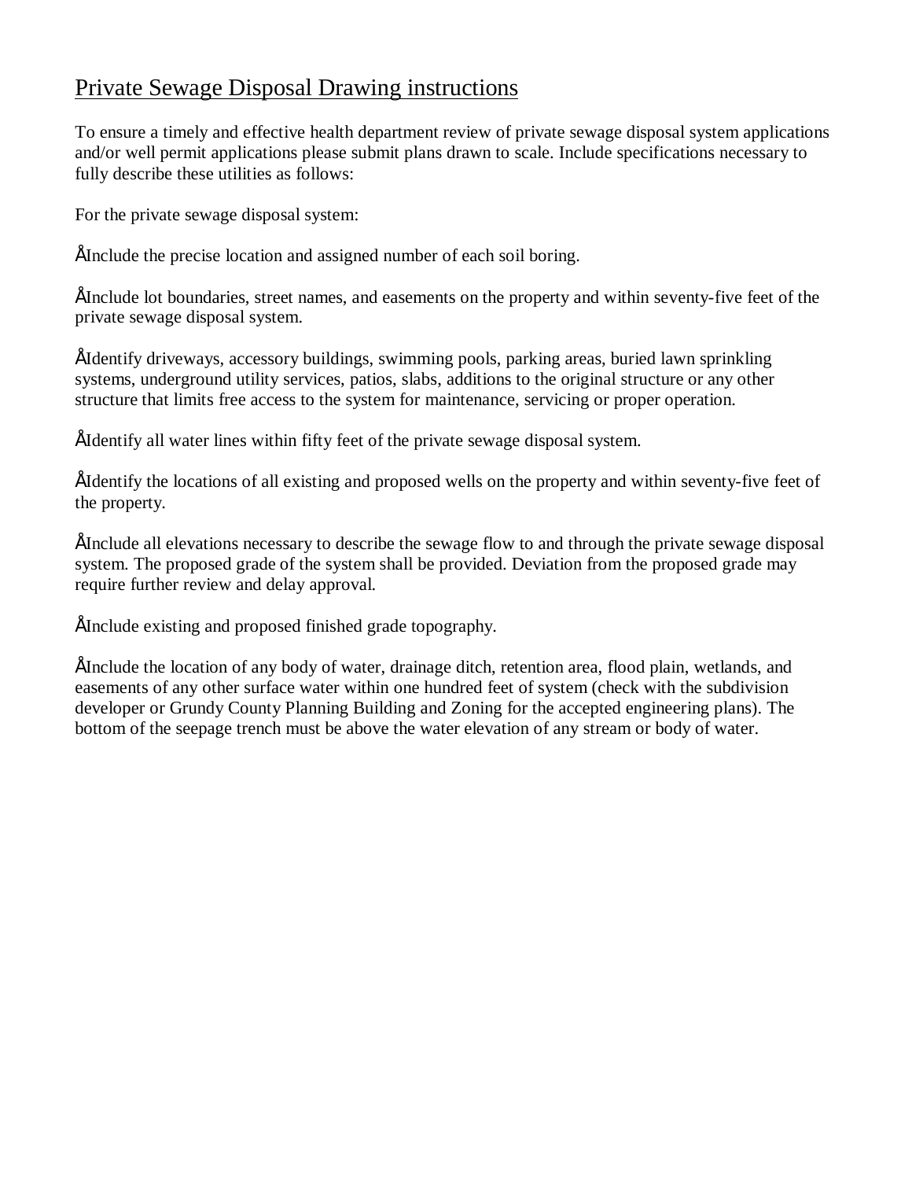# Private Sewage Disposal Drawing instructions

To ensure a timely and effective health department review of private sewage disposal system applications and/or well permit applications please submit plans drawn to scale. Include specifications necessary to fully describe these utilities as follows:

For the private sewage disposal system:

- Include the precise location and assigned number of each soil boring.

- Include lot boundaries, street names, and easements on the property and within seventy-five feet of the private sewage disposal system.

- Identify driveways, accessory buildings, swimming pools, parking areas, buried lawn sprinkling systems, underground utility services, patios, slabs, additions to the original structure or any other structure that limits free access to the system for maintenance, servicing or proper operation.

- Identify all water lines within fifty feet of the private sewage disposal system.

- Identify the locations of all existing and proposed wells on the property and within seventy-five feet of the property.

- Include all elevations necessary to describe the sewage flow to and through the private sewage disposal system. The proposed grade of the system shall be provided. Deviation from the proposed grade may require further review and delay approval.

- Include existing and proposed finished grade topography.

- Include the location of any body of water, drainage ditch, retention area, flood plain, wetlands, and easements of any other surface water within one hundred feet of system (check with the subdivision developer or Grundy County Planning Building and Zoning for the accepted engineering plans). The bottom of the seepage trench must be above the water elevation of any stream or body of water.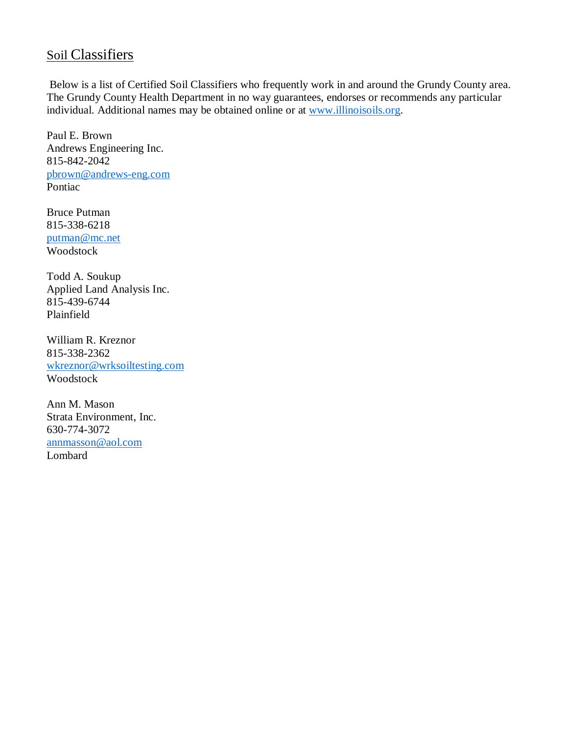## Soil Classifiers

Below is a list of Certified Soil Classifiers who frequently work in and around the Grundy County area. The Grundy County Health Department in no way guarantees, endorses or recommends any particular individual. Additional names may be obtained online or at www.illinoisoils.org.

Paul E. Brown
Andrews Engineering Inc.
815-842-2042
pbrown@andrews-eng.com
Pontiac

Bruce Putman
815-338-6218
putman@mc.net
Woodstock

Todd A. Soukup
Applied Land Analysis Inc.
815-439-6744
Plainfield

William R. Kreznor
815-338-2362
wkreznor@wrksoiltesting.com
Woodstock

Ann M. Mason
Strata Environment, Inc.
630-774-3072
annmasson@aol.com
Lombard